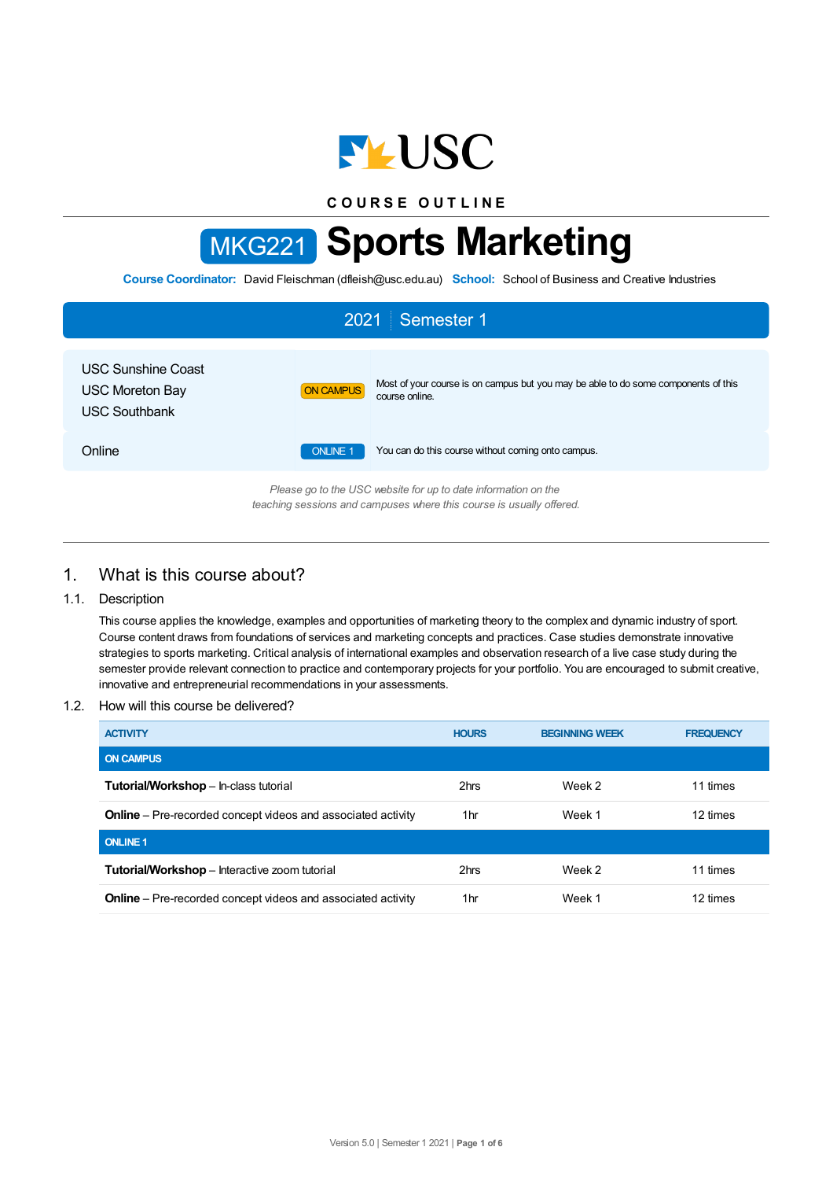COURSE OUTLINE

# MKG221 Sports Marketing

**Course Coordinator:** David Fleischman (dfleish@usc.edu.au) **School:** School of Business and Creative Industries

## 2021 | Semester 1

| | | |
|---|---|---|
| USC Sunshine Coast<br>USC Moreton Bay<br>USC Southbank | ON CAMPUS | Most of your course is on campus but you may be able to do some components of this course online. |
| Online | ONLINE 1 | You can do this course without coming onto campus. |

*Please go to the USC website for up to date information on the teaching sessions and campuses where this course is usually offered.*

## 1. What is this course about?

### 1.1. Description

This course applies the knowledge, examples and opportunities of marketing theory to the complex and dynamic industry of sport. Course content draws from foundations of services and marketing concepts and practices. Case studies demonstrate innovative strategies to sports marketing. Critical analysis of international examples and observation research of a live case study during the semester provide relevant connection to practice and contemporary projects for your portfolio. You are encouraged to submit creative, innovative and entrepreneurial recommendations in your assessments.

### 1.2. How will this course be delivered?

| ACTIVITY | HOURS | BEGINNING WEEK | FREQUENCY |
|---|---|---|---|
| **ON CAMPUS** | | | |
| **Tutorial/Workshop** – In-class tutorial | 2hrs | Week 2 | 11 times |
| **Online** – Pre-recorded concept videos and associated activity | 1hr | Week 1 | 12 times |
| **ONLINE 1** | | | |
| **Tutorial/Workshop** – Interactive zoom tutorial | 2hrs | Week 2 | 11 times |
| **Online** – Pre-recorded concept videos and associated activity | 1hr | Week 1 | 12 times |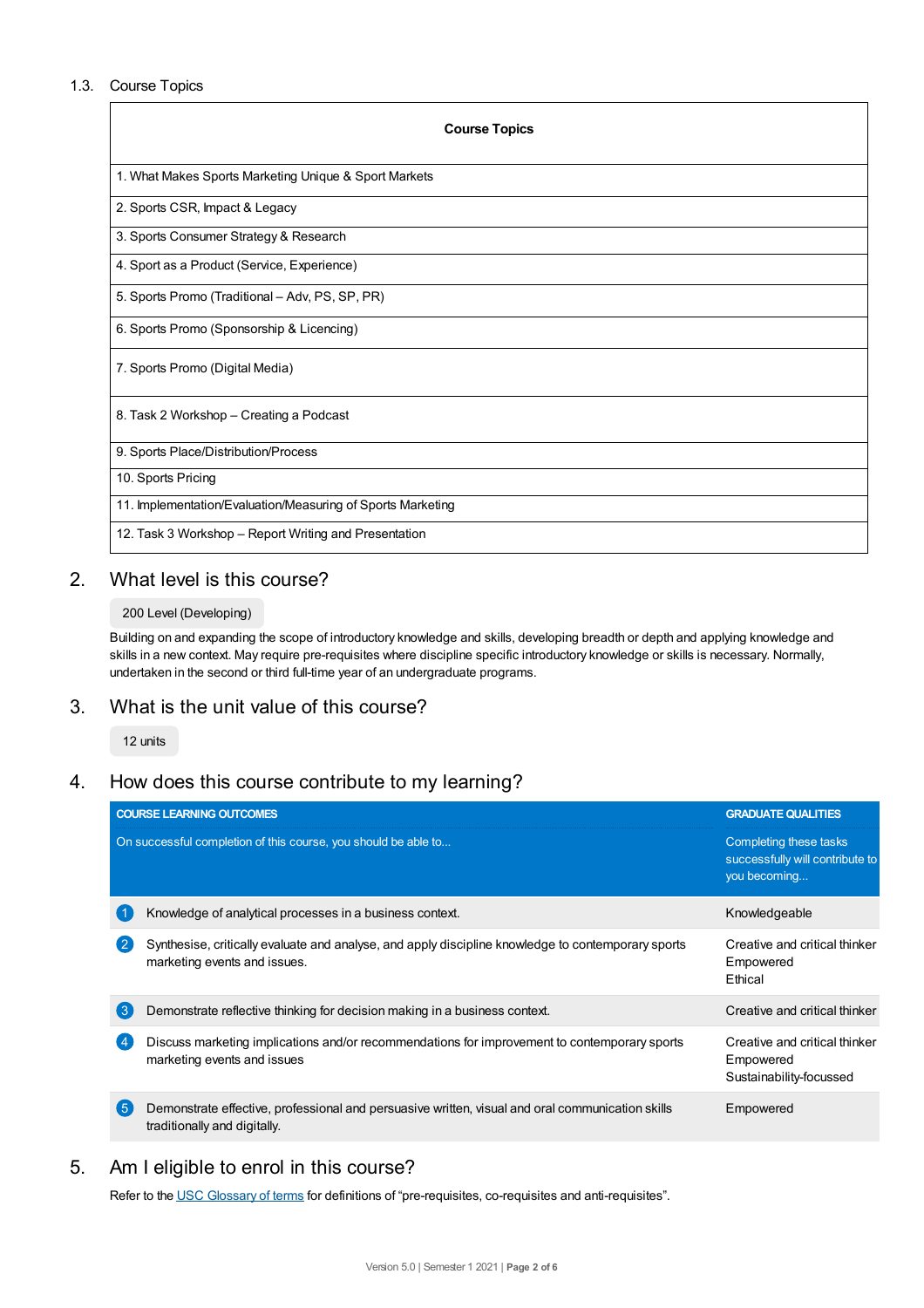### 1.3. Course Topics

| Course Topics |
|---|
| 1. What Makes Sports Marketing Unique & Sport Markets |
| 2. Sports CSR, Impact & Legacy |
| 3. Sports Consumer Strategy & Research |
| 4. Sport as a Product (Service, Experience) |
| 5. Sports Promo (Traditional – Adv, PS, SP, PR) |
| 6. Sports Promo (Sponsorship & Licencing) |
| 7. Sports Promo (Digital Media) |
| 8. Task 2 Workshop – Creating a Podcast |
| 9. Sports Place/Distribution/Process |
| 10. Sports Pricing |
| 11. Implementation/Evaluation/Measuring of Sports Marketing |
| 12. Task 3 Workshop – Report Writing and Presentation |

## 2. What level is this course?

200 Level (Developing)

Building on and expanding the scope of introductory knowledge and skills, developing breadth or depth and applying knowledge and skills in a new context. May require pre-requisites where discipline specific introductory knowledge or skills is necessary. Normally, undertaken in the second or third full-time year of an undergraduate programs.

## 3. What is the unit value of this course?

12 units

## 4. How does this course contribute to my learning?

| | COURSE LEARNING OUTCOMES<br>On successful completion of this course, you should be able to... | GRADUATE QUALITIES<br>Completing these tasks successfully will contribute to you becoming... |
|---|---|---|
| 1 | Knowledge of analytical processes in a business context. | Knowledgeable |
| 2 | Synthesise, critically evaluate and analyse, and apply discipline knowledge to contemporary sports marketing events and issues. | Creative and critical thinker<br>Empowered<br>Ethical |
| 3 | Demonstrate reflective thinking for decision making in a business context. | Creative and critical thinker |
| 4 | Discuss marketing implications and/or recommendations for improvement to contemporary sports marketing events and issues | Creative and critical thinker<br>Empowered<br>Sustainability-focussed |
| 5 | Demonstrate effective, professional and persuasive written, visual and oral communication skills traditionally and digitally. | Empowered |

## 5. Am I eligible to enrol in this course?

Refer to the USC Glossary of terms for definitions of "pre-requisites, co-requisites and anti-requisites".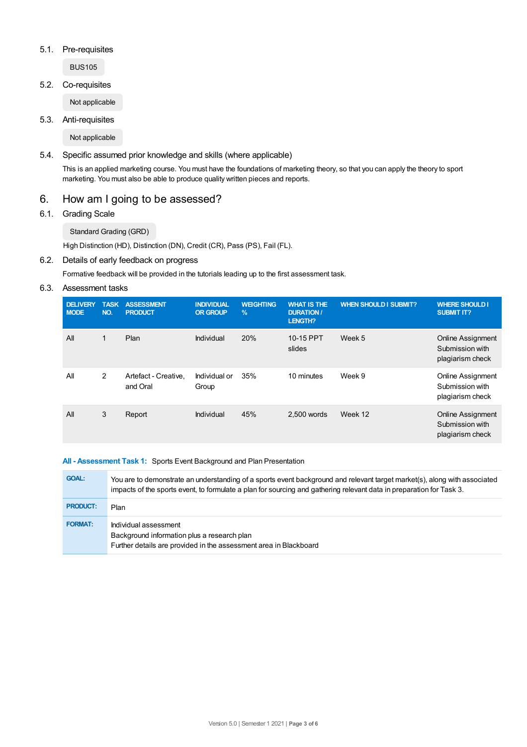### 5.1. Pre-requisites

BUS105

### 5.2. Co-requisites

Not applicable

### 5.3. Anti-requisites

Not applicable

### 5.4. Specific assumed prior knowledge and skills (where applicable)

This is an applied marketing course. You must have the foundations of marketing theory, so that you can apply the theory to sport marketing. You must also be able to produce quality written pieces and reports.

## 6. How am I going to be assessed?

### 6.1. Grading Scale

Standard Grading (GRD)

High Distinction (HD), Distinction (DN), Credit (CR), Pass (PS), Fail (FL).

### 6.2. Details of early feedback on progress

Formative feedback will be provided in the tutorials leading up to the first assessment task.

### 6.3. Assessment tasks

| DELIVERY MODE | TASK NO. | ASSESSMENT PRODUCT | INDIVIDUAL OR GROUP | WEIGHTING % | WHAT IS THE DURATION / LENGTH? | WHEN SHOULD I SUBMIT? | WHERE SHOULD I SUBMIT IT? |
|---|---|---|---|---|---|---|---|
| All | 1 | Plan | Individual | 20% | 10-15 PPT slides | Week 5 | Online Assignment Submission with plagiarism check |
| All | 2 | Artefact - Creative, and Oral | Individual or Group | 35% | 10 minutes | Week 9 | Online Assignment Submission with plagiarism check |
| All | 3 | Report | Individual | 45% | 2,500 words | Week 12 | Online Assignment Submission with plagiarism check |

**All - Assessment Task 1:** Sports Event Background and Plan Presentation

| | |
|---|---|
| **GOAL:** | You are to demonstrate an understanding of a sports event background and relevant target market(s), along with associated impacts of the sports event, to formulate a plan for sourcing and gathering relevant data in preparation for Task 3. |
| **PRODUCT:** | Plan |
| **FORMAT:** | Individual assessment<br>Background information plus a research plan<br>Further details are provided in the assessment area in Blackboard |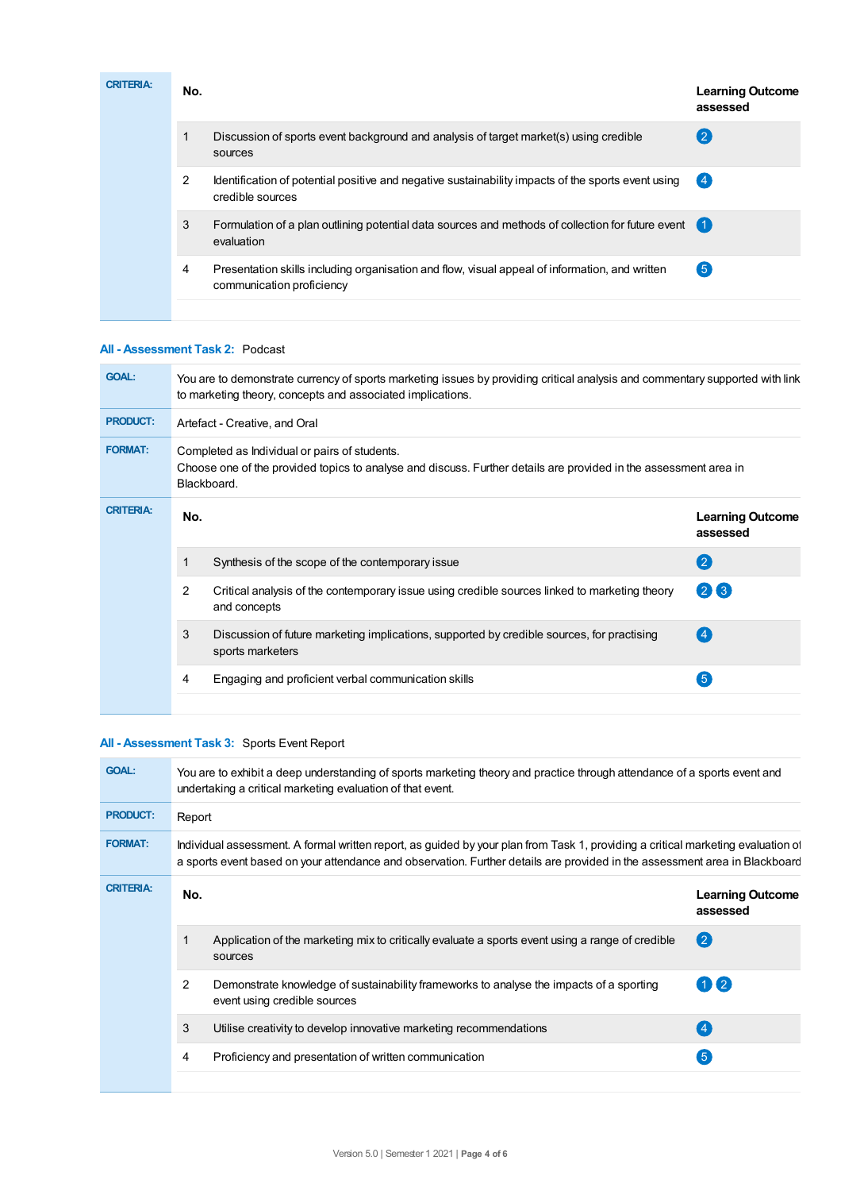**CRITERIA:**

| No. | | Learning Outcome assessed |
|---|---|---|
| 1 | Discussion of sports event background and analysis of target market(s) using credible sources | 2 |
| 2 | Identification of potential positive and negative sustainability impacts of the sports event using credible sources | 4 |
| 3 | Formulation of a plan outlining potential data sources and methods of collection for future event evaluation | 1 |
| 4 | Presentation skills including organisation and flow, visual appeal of information, and written communication proficiency | 5 |

### All - Assessment Task 2: Podcast

**GOAL:** You are to demonstrate currency of sports marketing issues by providing critical analysis and commentary supported with link to marketing theory, concepts and associated implications.

**PRODUCT:** Artefact - Creative, and Oral

**FORMAT:** Completed as Individual or pairs of students.
Choose one of the provided topics to analyse and discuss. Further details are provided in the assessment area in Blackboard.

**CRITERIA:**

| No. | | Learning Outcome assessed |
|---|---|---|
| 1 | Synthesis of the scope of the contemporary issue | 2 |
| 2 | Critical analysis of the contemporary issue using credible sources linked to marketing theory and concepts | 2 3 |
| 3 | Discussion of future marketing implications, supported by credible sources, for practising sports marketers | 4 |
| 4 | Engaging and proficient verbal communication skills | 5 |

### All - Assessment Task 3: Sports Event Report

**GOAL:** You are to exhibit a deep understanding of sports marketing theory and practice through attendance of a sports event and undertaking a critical marketing evaluation of that event.

**PRODUCT:** Report

**FORMAT:** Individual assessment. A formal written report, as guided by your plan from Task 1, providing a critical marketing evaluation of a sports event based on your attendance and observation. Further details are provided in the assessment area in Blackboard

**CRITERIA:**

| No. | | Learning Outcome assessed |
|---|---|---|
| 1 | Application of the marketing mix to critically evaluate a sports event using a range of credible sources | 2 |
| 2 | Demonstrate knowledge of sustainability frameworks to analyse the impacts of a sporting event using credible sources | 1 2 |
| 3 | Utilise creativity to develop innovative marketing recommendations | 4 |
| 4 | Proficiency and presentation of written communication | 5 |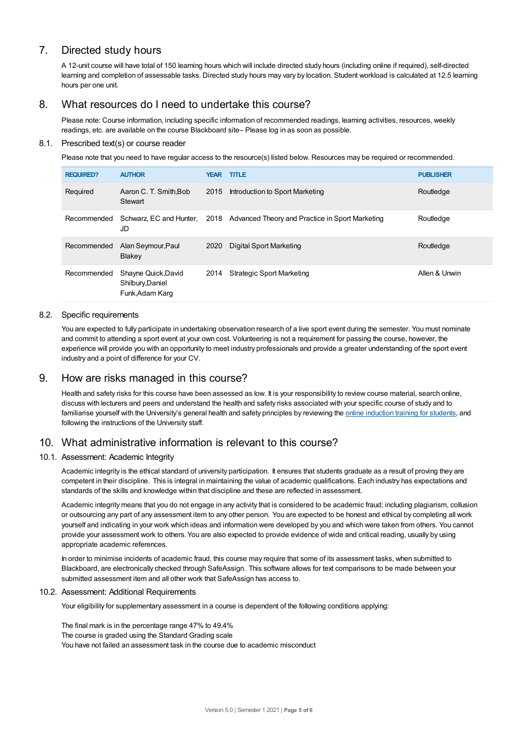## 7. Directed study hours

A 12-unit course will have total of 150 learning hours which will include directed study hours (including online if required), self-directed learning and completion of assessable tasks. Directed study hours may vary by location. Student workload is calculated at 12.5 learning hours per one unit.

## 8. What resources do I need to undertake this course?

Please note: Course information, including specific information of recommended readings, learning activities, resources, weekly readings, etc. are available on the course Blackboard site– Please log in as soon as possible.

### 8.1. Prescribed text(s) or course reader

Please note that you need to have regular access to the resource(s) listed below. Resources may be required or recommended.

| REQUIRED? | AUTHOR | YEAR | TITLE | PUBLISHER |
|---|---|---|---|---|
| Required | Aaron C. T. Smith,Bob Stewart | 2015 | Introduction to Sport Marketing | Routledge |
| Recommended | Schwarz, EC and Hunter, JD | 2018 | Advanced Theory and Practice in Sport Marketing | Routledge |
| Recommended | Alan Seymour,Paul Blakey | 2020 | Digital Sport Marketing | Routledge |
| Recommended | Shayne Quick,David Shilbury,Daniel Funk,Adam Karg | 2014 | Strategic Sport Marketing | Allen & Unwin |

### 8.2. Specific requirements

You are expected to fully participate in undertaking observation research of a live sport event during the semester. You must nominate and commit to attending a sport event at your own cost. Volunteering is not a requirement for passing the course, however, the experience will provide you with an opportunity to meet industry professionals and provide a greater understanding of the sport event industry and a point of difference for your CV.

## 9. How are risks managed in this course?

Health and safety risks for this course have been assessed as low. It is your responsibility to review course material, search online, discuss with lecturers and peers and understand the health and safety risks associated with your specific course of study and to familiarise yourself with the University's general health and safety principles by reviewing the online induction training for students, and following the instructions of the University staff.

## 10. What administrative information is relevant to this course?

### 10.1. Assessment: Academic Integrity

Academic integrity is the ethical standard of university participation. It ensures that students graduate as a result of proving they are competent in their discipline. This is integral in maintaining the value of academic qualifications. Each industry has expectations and standards of the skills and knowledge within that discipline and these are reflected in assessment.

Academic integrity means that you do not engage in any activity that is considered to be academic fraud; including plagiarism, collusion or outsourcing any part of any assessment item to any other person. You are expected to be honest and ethical by completing all work yourself and indicating in your work which ideas and information were developed by you and which were taken from others. You cannot provide your assessment work to others. You are also expected to provide evidence of wide and critical reading, usually by using appropriate academic references.

In order to minimise incidents of academic fraud, this course may require that some of its assessment tasks, when submitted to Blackboard, are electronically checked through SafeAssign. This software allows for text comparisons to be made between your submitted assessment item and all other work that SafeAssign has access to.

### 10.2. Assessment: Additional Requirements

Your eligibility for supplementary assessment in a course is dependent of the following conditions applying:

The final mark is in the percentage range 47% to 49.4%
The course is graded using the Standard Grading scale
You have not failed an assessment task in the course due to academic misconduct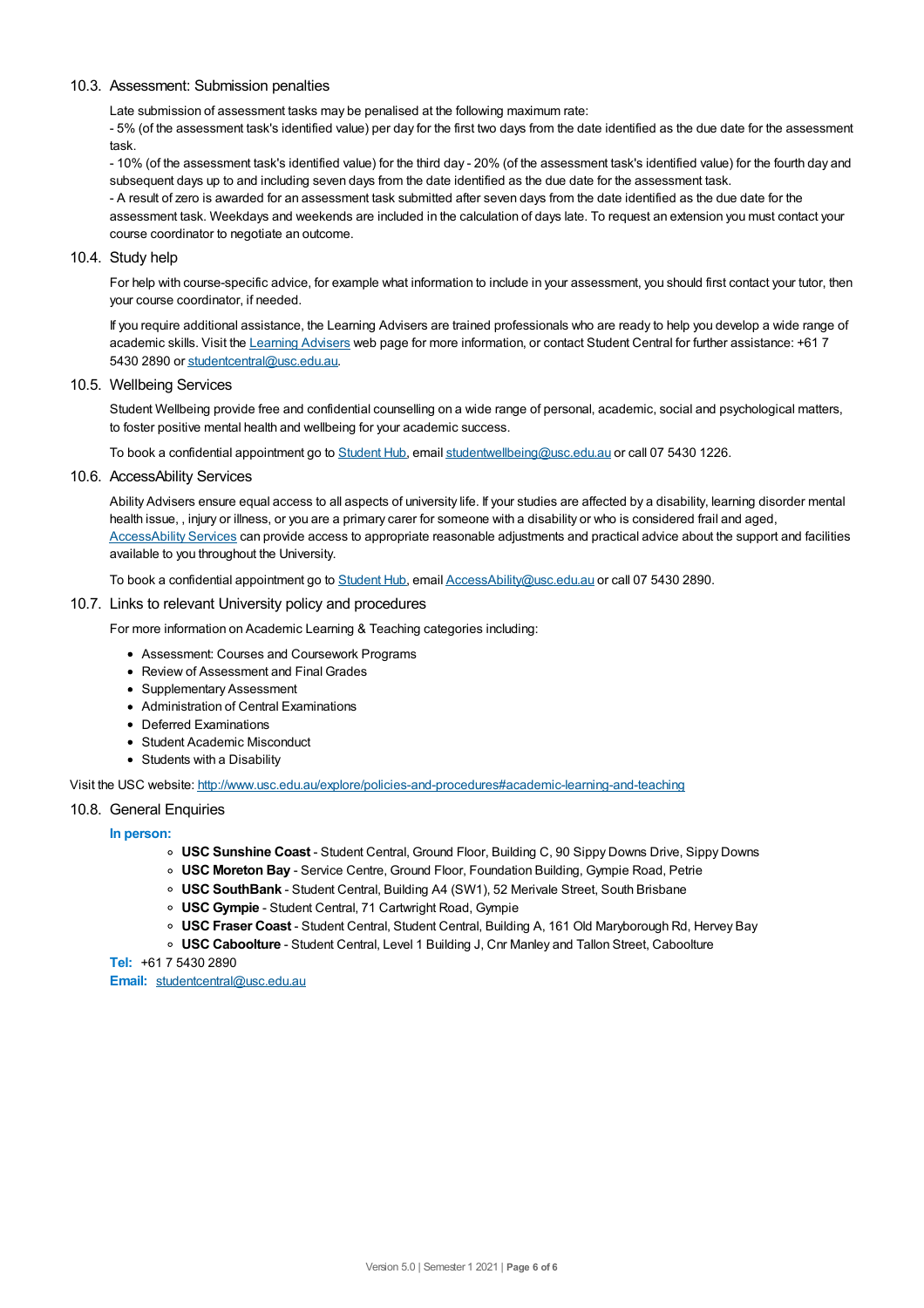### 10.3. Assessment: Submission penalties

Late submission of assessment tasks may be penalised at the following maximum rate:

- 5% (of the assessment task's identified value) per day for the first two days from the date identified as the due date for the assessment task.

- 10% (of the assessment task's identified value) for the third day - 20% (of the assessment task's identified value) for the fourth day and subsequent days up to and including seven days from the date identified as the due date for the assessment task.

- A result of zero is awarded for an assessment task submitted after seven days from the date identified as the due date for the assessment task. Weekdays and weekends are included in the calculation of days late. To request an extension you must contact your course coordinator to negotiate an outcome.

### 10.4. Study help

For help with course-specific advice, for example what information to include in your assessment, you should first contact your tutor, then your course coordinator, if needed.

If you require additional assistance, the Learning Advisers are trained professionals who are ready to help you develop a wide range of academic skills. Visit the [Learning Advisers] web page for more information, or contact Student Central for further assistance: +61 7 5430 2890 or studentcentral@usc.edu.au.

### 10.5. Wellbeing Services

Student Wellbeing provide free and confidential counselling on a wide range of personal, academic, social and psychological matters, to foster positive mental health and wellbeing for your academic success.

To book a confidential appointment go to [Student Hub], email studentwellbeing@usc.edu.au or call 07 5430 1226.

### 10.6. AccessAbility Services

Ability Advisers ensure equal access to all aspects of university life. If your studies are affected by a disability, learning disorder mental health issue, , injury or illness, or you are a primary carer for someone with a disability or who is considered frail and aged, [AccessAbility Services] can provide access to appropriate reasonable adjustments and practical advice about the support and facilities available to you throughout the University.

To book a confidential appointment go to [Student Hub], email AccessAbility@usc.edu.au or call 07 5430 2890.

### 10.7. Links to relevant University policy and procedures

For more information on Academic Learning & Teaching categories including:

- Assessment: Courses and Coursework Programs
- Review of Assessment and Final Grades
- Supplementary Assessment
- Administration of Central Examinations
- Deferred Examinations
- Student Academic Misconduct
- Students with a Disability

Visit the USC website: http://www.usc.edu.au/explore/policies-and-procedures#academic-learning-and-teaching

### 10.8. General Enquiries

**In person:**

- **USC Sunshine Coast** - Student Central, Ground Floor, Building C, 90 Sippy Downs Drive, Sippy Downs
- **USC Moreton Bay** - Service Centre, Ground Floor, Foundation Building, Gympie Road, Petrie
- **USC SouthBank** - Student Central, Building A4 (SW1), 52 Merivale Street, South Brisbane
- **USC Gympie** - Student Central, 71 Cartwright Road, Gympie
- **USC Fraser Coast** - Student Central, Student Central, Building A, 161 Old Maryborough Rd, Hervey Bay
- **USC Caboolture** - Student Central, Level 1 Building J, Cnr Manley and Tallon Street, Caboolture

**Tel:** +61 7 5430 2890

**Email:** studentcentral@usc.edu.au